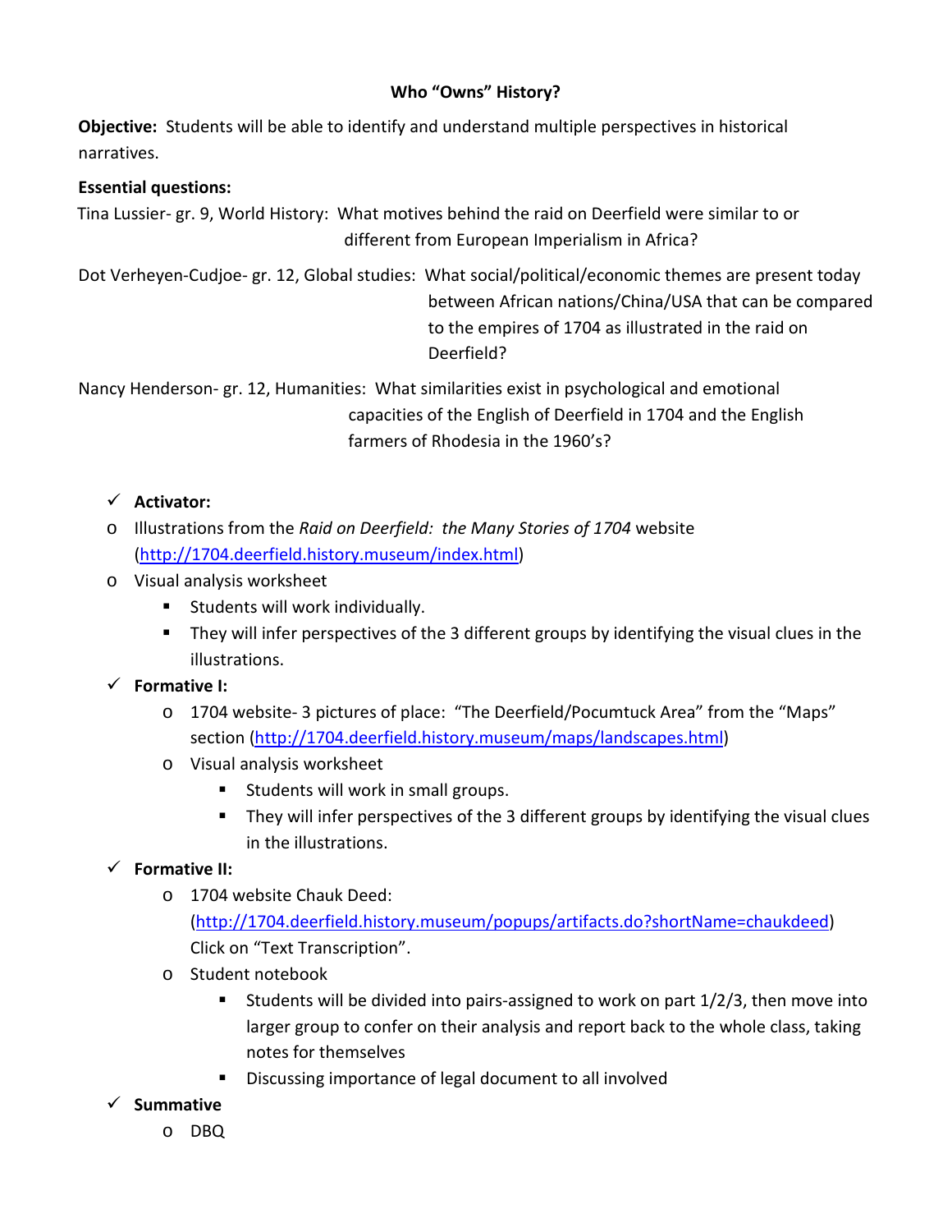# Who "Owns" History?

**Objective:** Students will be able to identify and understand multiple perspectives in historical narratives.

**Essential questions:**

Tina Lussier- gr. 9, World History: What motives behind the raid on Deerfield were similar to or different from European Imperialism in Africa?

Dot Verheyen-Cudjoe- gr. 12, Global studies: What social/political/economic themes are present today between African nations/China/USA that can be compared to the empires of 1704 as illustrated in the raid on Deerfield?

Nancy Henderson- gr. 12, Humanities: What similarities exist in psychological and emotional capacities of the English of Deerfield in 1704 and the English farmers of Rhodesia in the 1960's?

- ✓ **Activator:**
- Illustrations from the *Raid on Deerfield: the Many Stories of 1704* website (http://1704.deerfield.history.museum/index.html)
- Visual analysis worksheet
  - Students will work individually.
  - They will infer perspectives of the 3 different groups by identifying the visual clues in the illustrations.
- ✓ **Formative I:**
  - 1704 website- 3 pictures of place: "The Deerfield/Pocumtuck Area" from the "Maps" section (http://1704.deerfield.history.museum/maps/landscapes.html)
  - Visual analysis worksheet
    - Students will work in small groups.
    - They will infer perspectives of the 3 different groups by identifying the visual clues in the illustrations.
- ✓ **Formative II:**
  - 1704 website Chauk Deed: (http://1704.deerfield.history.museum/popups/artifacts.do?shortName=chaukdeed) Click on "Text Transcription".
  - Student notebook
    - Students will be divided into pairs-assigned to work on part 1/2/3, then move into larger group to confer on their analysis and report back to the whole class, taking notes for themselves
    - Discussing importance of legal document to all involved
- ✓ **Summative**
  - DBQ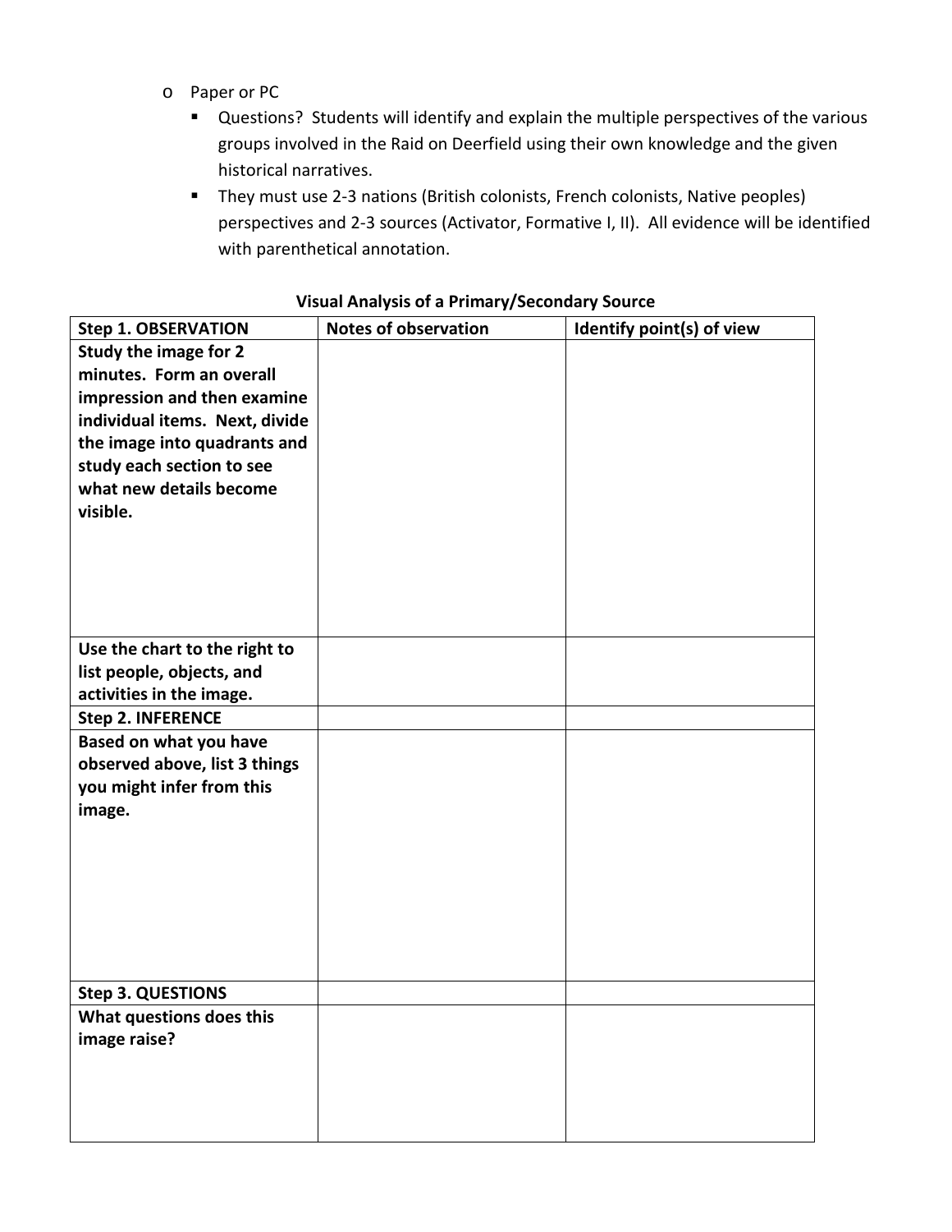- Paper or PC
  - Questions? Students will identify and explain the multiple perspectives of the various groups involved in the Raid on Deerfield using their own knowledge and the given historical narratives.
  - They must use 2-3 nations (British colonists, French colonists, Native peoples) perspectives and 2-3 sources (Activator, Formative I, II). All evidence will be identified with parenthetical annotation.

**Visual Analysis of a Primary/Secondary Source**

| **Step 1. OBSERVATION** | **Notes of observation** | **Identify point(s) of view** |
|---|---|---|
| **Study the image for 2 minutes. Form an overall impression and then examine individual items. Next, divide the image into quadrants and study each section to see what new details become visible.** | | |
| **Use the chart to the right to list people, objects, and activities in the image.** | | |
| **Step 2. INFERENCE** | | |
| **Based on what you have observed above, list 3 things you might infer from this image.** | | |
| **Step 3. QUESTIONS** | | |
| **What questions does this image raise?** | | |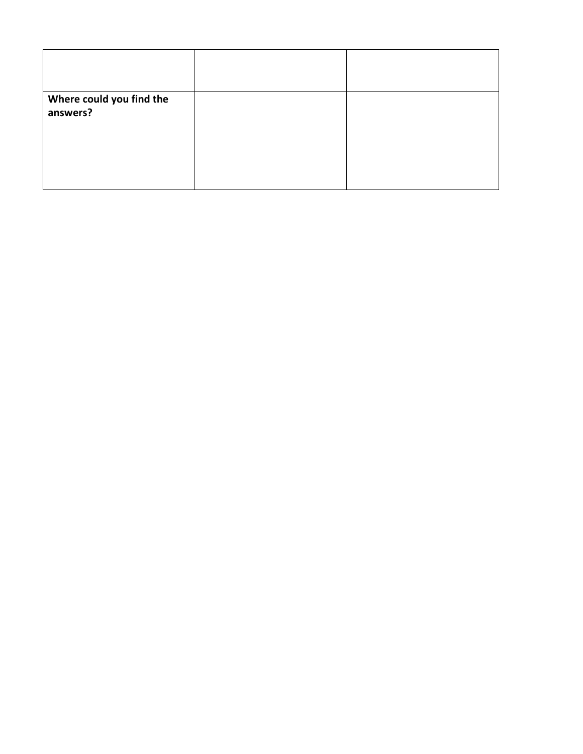| | | |
|---|---|---|
| | | |
| **Where could you find the answers?** | | |